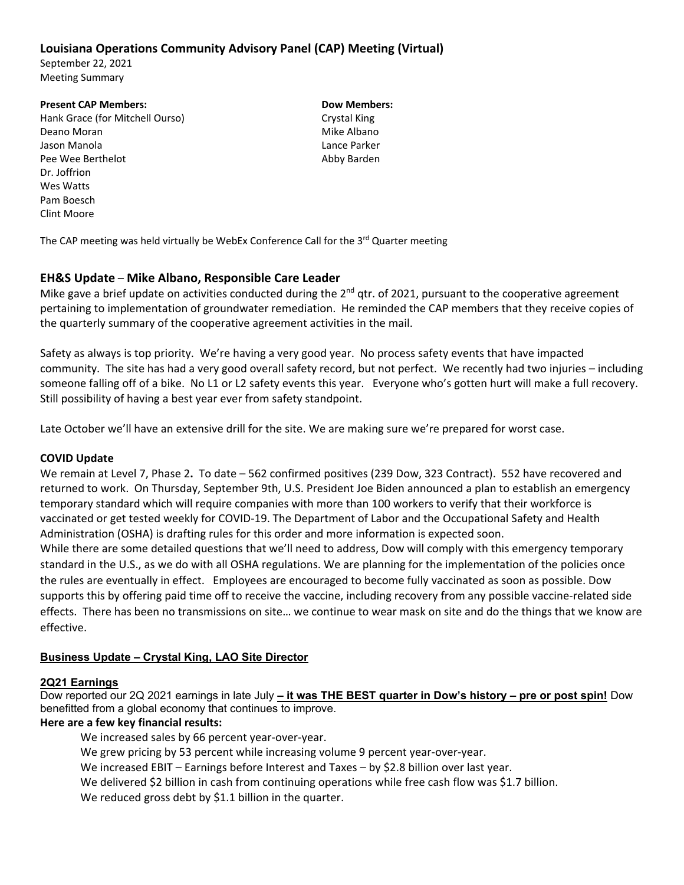# Louisiana Operations Community Advisory Panel (CAP) Meeting (Virtual)

September 22, 2021
Meeting Summary

**Present CAP Members:**
Hank Grace (for Mitchell Ourso)
Deano Moran
Jason Manola
Pee Wee Berthelot
Dr. Joffrion
Wes Watts
Pam Boesch
Clint Moore

**Dow Members:**
Crystal King
Mike Albano
Lance Parker
Abby Barden

The CAP meeting was held virtually be WebEx Conference Call for the 3rd Quarter meeting

## EH&S Update – Mike Albano, Responsible Care Leader

Mike gave a brief update on activities conducted during the 2nd qtr. of 2021, pursuant to the cooperative agreement pertaining to implementation of groundwater remediation. He reminded the CAP members that they receive copies of the quarterly summary of the cooperative agreement activities in the mail.

Safety as always is top priority. We're having a very good year. No process safety events that have impacted community. The site has had a very good overall safety record, but not perfect. We recently had two injuries – including someone falling off of a bike. No L1 or L2 safety events this year. Everyone who's gotten hurt will make a full recovery. Still possibility of having a best year ever from safety standpoint.

Late October we'll have an extensive drill for the site. We are making sure we're prepared for worst case.

### COVID Update

We remain at Level 7, Phase 2**.** To date – 562 confirmed positives (239 Dow, 323 Contract). 552 have recovered and returned to work. On Thursday, September 9th, U.S. President Joe Biden announced a plan to establish an emergency temporary standard which will require companies with more than 100 workers to verify that their workforce is vaccinated or get tested weekly for COVID-19. The Department of Labor and the Occupational Safety and Health Administration (OSHA) is drafting rules for this order and more information is expected soon.
While there are some detailed questions that we'll need to address, Dow will comply with this emergency temporary standard in the U.S., as we do with all OSHA regulations. We are planning for the implementation of the policies once the rules are eventually in effect. Employees are encouraged to become fully vaccinated as soon as possible. Dow supports this by offering paid time off to receive the vaccine, including recovery from any possible vaccine-related side effects. There has been no transmissions on site… we continue to wear mask on site and do the things that we know are effective.

## Business Update – Crystal King, LAO Site Director

### 2Q21 Earnings

Dow reported our 2Q 2021 earnings in late July **– it was THE BEST quarter in Dow's history – pre or post spin!** Dow benefitted from a global economy that continues to improve.

**Here are a few key financial results:**

- We increased sales by 66 percent year-over-year.
- We grew pricing by 53 percent while increasing volume 9 percent year-over-year.
- We increased EBIT – Earnings before Interest and Taxes – by $2.8 billion over last year.
- We delivered $2 billion in cash from continuing operations while free cash flow was $1.7 billion.
- We reduced gross debt by $1.1 billion in the quarter.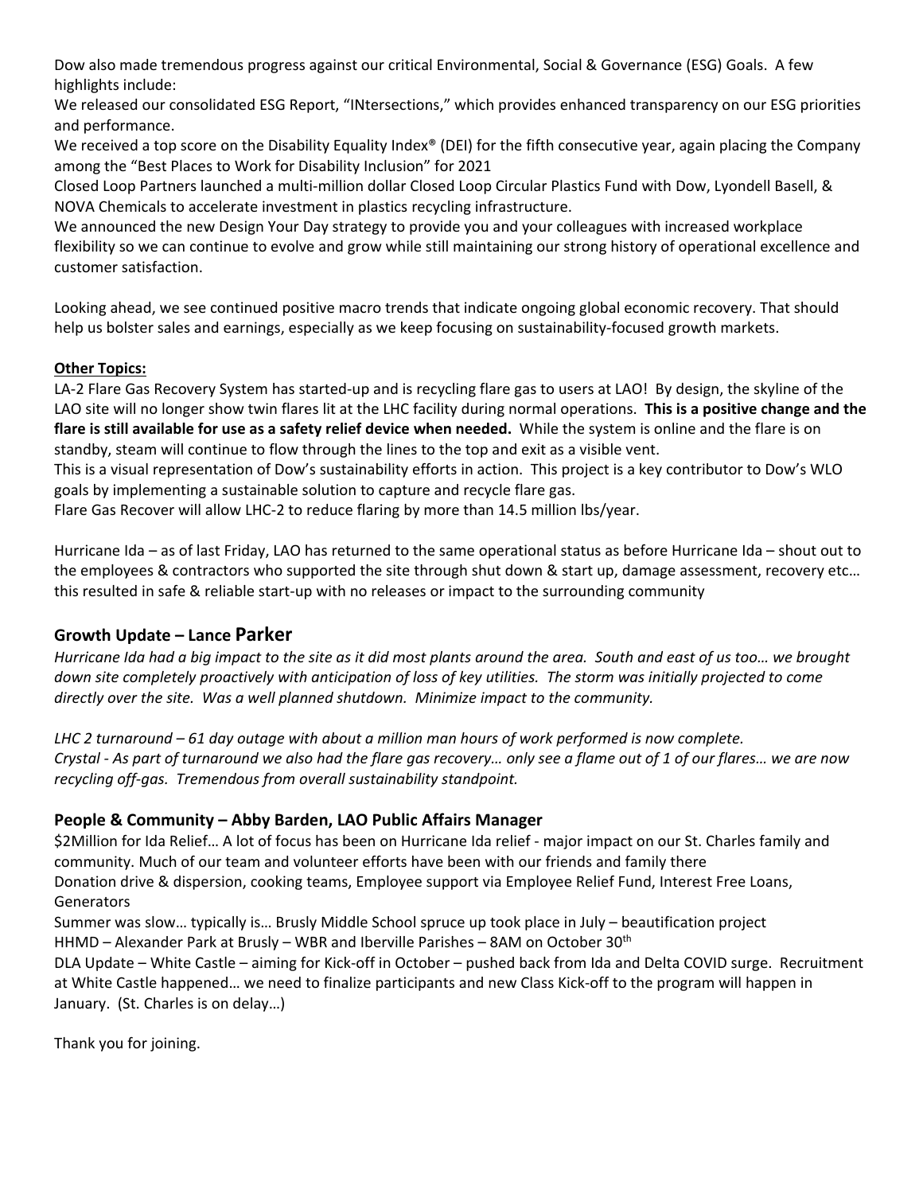Dow also made tremendous progress against our critical Environmental, Social & Governance (ESG) Goals. A few highlights include:

We released our consolidated ESG Report, "INtersections," which provides enhanced transparency on our ESG priorities and performance.

We received a top score on the Disability Equality Index® (DEI) for the fifth consecutive year, again placing the Company among the "Best Places to Work for Disability Inclusion" for 2021

Closed Loop Partners launched a multi-million dollar Closed Loop Circular Plastics Fund with Dow, Lyondell Basell, & NOVA Chemicals to accelerate investment in plastics recycling infrastructure.

We announced the new Design Your Day strategy to provide you and your colleagues with increased workplace flexibility so we can continue to evolve and grow while still maintaining our strong history of operational excellence and customer satisfaction.

Looking ahead, we see continued positive macro trends that indicate ongoing global economic recovery. That should help us bolster sales and earnings, especially as we keep focusing on sustainability-focused growth markets.

**Other Topics:**

LA-2 Flare Gas Recovery System has started-up and is recycling flare gas to users at LAO! By design, the skyline of the LAO site will no longer show twin flares lit at the LHC facility during normal operations. **This is a positive change and the flare is still available for use as a safety relief device when needed.** While the system is online and the flare is on standby, steam will continue to flow through the lines to the top and exit as a visible vent.

This is a visual representation of Dow's sustainability efforts in action. This project is a key contributor to Dow's WLO goals by implementing a sustainable solution to capture and recycle flare gas.

Flare Gas Recover will allow LHC-2 to reduce flaring by more than 14.5 million lbs/year.

Hurricane Ida – as of last Friday, LAO has returned to the same operational status as before Hurricane Ida – shout out to the employees & contractors who supported the site through shut down & start up, damage assessment, recovery etc… this resulted in safe & reliable start-up with no releases or impact to the surrounding community

### Growth Update – Lance Parker

*Hurricane Ida had a big impact to the site as it did most plants around the area. South and east of us too… we brought down site completely proactively with anticipation of loss of key utilities. The storm was initially projected to come directly over the site. Was a well planned shutdown. Minimize impact to the community.*

*LHC 2 turnaround – 61 day outage with about a million man hours of work performed is now complete.*

*Crystal - As part of turnaround we also had the flare gas recovery… only see a flame out of 1 of our flares… we are now recycling off-gas. Tremendous from overall sustainability standpoint.*

### People & Community – Abby Barden, LAO Public Affairs Manager

$2Million for Ida Relief… A lot of focus has been on Hurricane Ida relief - major impact on our St. Charles family and community. Much of our team and volunteer efforts have been with our friends and family there

Donation drive & dispersion, cooking teams, Employee support via Employee Relief Fund, Interest Free Loans, Generators

Summer was slow… typically is… Brusly Middle School spruce up took place in July – beautification project

HHMD – Alexander Park at Brusly – WBR and Iberville Parishes – 8AM on October 30th

DLA Update – White Castle – aiming for Kick-off in October – pushed back from Ida and Delta COVID surge. Recruitment at White Castle happened… we need to finalize participants and new Class Kick-off to the program will happen in January. (St. Charles is on delay…)

Thank you for joining.